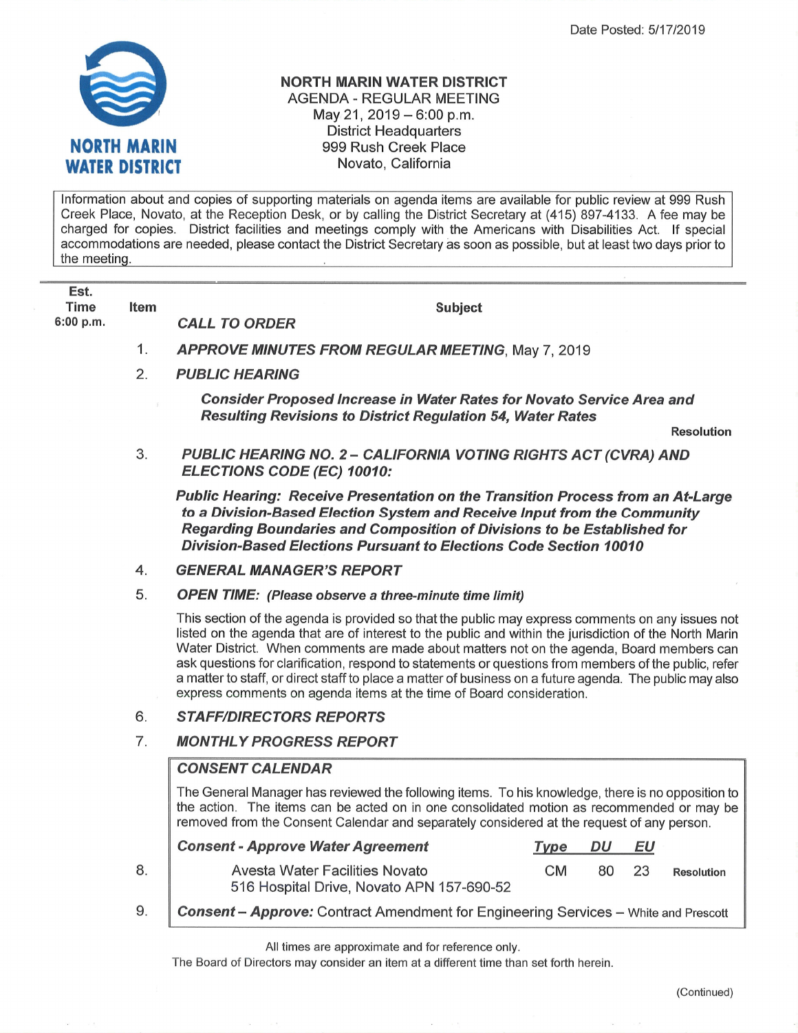Date Posted: 5/17/2019

NORTH MARIN WATER DISTRICT

# NORTH MARIN WATER DISTRICT
## AGENDA - REGULAR MEETING
May 21, 2019 – 6:00 p.m.
District Headquarters
999 Rush Creek Place
Novato, California

Information about and copies of supporting materials on agenda items are available for public review at 999 Rush Creek Place, Novato, at the Reception Desk, or by calling the District Secretary at (415) 897-4133. A fee may be charged for copies. District facilities and meetings comply with the Americans with Disabilities Act. If special accommodations are needed, please contact the District Secretary as soon as possible, but at least two days prior to the meeting.

| Est. Time | Item | Subject |
|---|---|---|
| 6:00 p.m. | | ***CALL TO ORDER*** |
| | 1. | ***APPROVE MINUTES FROM REGULAR MEETING***, May 7, 2019 |
| | 2. | ***PUBLIC HEARING*** |

***Consider Proposed Increase in Water Rates for Novato Service Area and Resulting Revisions to District Regulation 54, Water Rates***

**Resolution**

3. ***PUBLIC HEARING NO. 2 – CALIFORNIA VOTING RIGHTS ACT (CVRA) AND ELECTIONS CODE (EC) 10010:***

***Public Hearing: Receive Presentation on the Transition Process from an At-Large to a Division-Based Election System and Receive Input from the Community Regarding Boundaries and Composition of Divisions to be Established for Division-Based Elections Pursuant to Elections Code Section 10010***

4. ***GENERAL MANAGER'S REPORT***

5. ***OPEN TIME: (Please observe a three-minute time limit)***

This section of the agenda is provided so that the public may express comments on any issues not listed on the agenda that are of interest to the public and within the jurisdiction of the North Marin Water District. When comments are made about matters not on the agenda, Board members can ask questions for clarification, respond to statements or questions from members of the public, refer a matter to staff, or direct staff to place a matter of business on a future agenda. The public may also express comments on agenda items at the time of Board consideration.

6. ***STAFF/DIRECTORS REPORTS***

7. ***MONTHLY PROGRESS REPORT***

***CONSENT CALENDAR***

The General Manager has reviewed the following items. To his knowledge, there is no opposition to the action. The items can be acted on in one consolidated motion as recommended or may be removed from the Consent Calendar and separately considered at the request of any person.

| Item | ***Consent - Approve Water Agreement*** | ***Type*** | ***DU*** | ***EU*** | |
|---|---|---|---|---|---|
| 8. | Avesta Water Facilities Novato<br>516 Hospital Drive, Novato APN 157-690-52 | CM | 80 | 23 | **Resolution** |

9. ***Consent – Approve:*** Contract Amendment for Engineering Services – White and Prescott

All times are approximate and for reference only.
The Board of Directors may consider an item at a different time than set forth herein.

(Continued)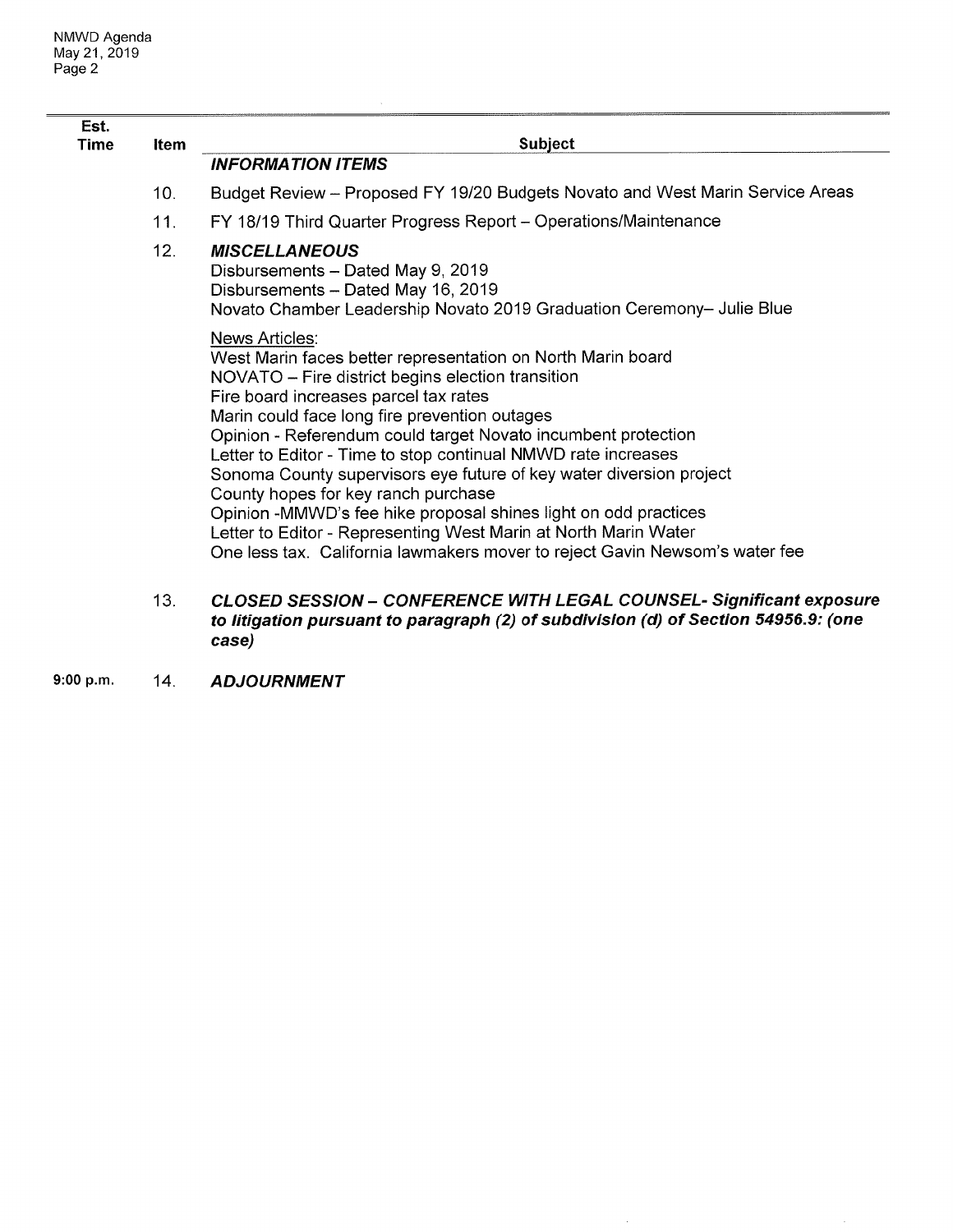| Est. Time | Item | Subject |
|---|---|---|
| | | ***INFORMATION ITEMS*** |
| | 10. | Budget Review – Proposed FY 19/20 Budgets Novato and West Marin Service Areas |
| | 11. | FY 18/19 Third Quarter Progress Report – Operations/Maintenance |
| | 12. | ***MISCELLANEOUS*** <br> Disbursements – Dated May 9, 2019 <br> Disbursements – Dated May 16, 2019 <br> Novato Chamber Leadership Novato 2019 Graduation Ceremony– Julie Blue <br><br> News Articles: <br> West Marin faces better representation on North Marin board <br> NOVATO – Fire district begins election transition <br> Fire board increases parcel tax rates <br> Marin could face long fire prevention outages <br> Opinion - Referendum could target Novato incumbent protection <br> Letter to Editor - Time to stop continual NMWD rate increases <br> Sonoma County supervisors eye future of key water diversion project <br> County hopes for key ranch purchase <br> Opinion -MMWD's fee hike proposal shines light on odd practices <br> Letter to Editor - Representing West Marin at North Marin Water <br> One less tax. California lawmakers mover to reject Gavin Newsom's water fee |
| | 13. | ***CLOSED SESSION – CONFERENCE WITH LEGAL COUNSEL- Significant exposure to litigation pursuant to paragraph (2) of subdivision (d) of Section 54956.9: (one case)*** |
| 9:00 p.m. | 14. | ***ADJOURNMENT*** |